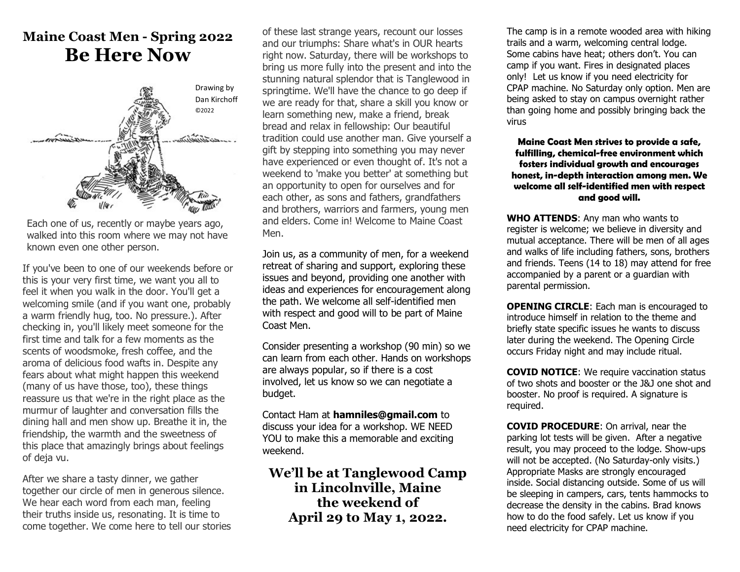# Maine Coast Men - Spring 2022

# Be Here Now

Drawing by Dan Kirchoff ©2022

Each one of us, recently or maybe years ago, walked into this room where we may not have known even one other person.

If you've been to one of our weekends before or this is your very first time, we want you all to feel it when you walk in the door. You'll get a welcoming smile (and if you want one, probably a warm friendly hug, too. No pressure.). After checking in, you'll likely meet someone for the first time and talk for a few moments as the scents of woodsmoke, fresh coffee, and the aroma of delicious food wafts in. Despite any fears about what might happen this weekend (many of us have those, too), these things reassure us that we're in the right place as the murmur of laughter and conversation fills the dining hall and men show up. Breathe it in, the friendship, the warmth and the sweetness of this place that amazingly brings about feelings of deja vu.

After we share a tasty dinner, we gather together our circle of men in generous silence. We hear each word from each man, feeling their truths inside us, resonating. It is time to come together. We come here to tell our stories of these last strange years, recount our losses and our triumphs: Share what's in OUR hearts right now. Saturday, there will be workshops to bring us more fully into the present and into the stunning natural splendor that is Tanglewood in springtime. We'll have the chance to go deep if we are ready for that, share a skill you know or learn something new, make a friend, break bread and relax in fellowship: Our beautiful tradition could use another man. Give yourself a gift by stepping into something you may never have experienced or even thought of. It's not a weekend to 'make you better' at something but an opportunity to open for ourselves and for each other, as sons and fathers, grandfathers and brothers, warriors and farmers, young men and elders. Come in! Welcome to Maine Coast Men.

Join us, as a community of men, for a weekend retreat of sharing and support, exploring these issues and beyond, providing one another with ideas and experiences for encouragement along the path. We welcome all self-identified men with respect and good will to be part of Maine Coast Men.

Consider presenting a workshop (90 min) so we can learn from each other. Hands on workshops are always popular, so if there is a cost involved, let us know so we can negotiate a budget.

Contact Ham at **hamniles@gmail.com** to discuss your idea for a workshop. WE NEED YOU to make this a memorable and exciting weekend.

**We'll be at Tanglewood Camp in Lincolnville, Maine the weekend of April 29 to May 1, 2022.**

The camp is in a remote wooded area with hiking trails and a warm, welcoming central lodge. Some cabins have heat; others don't. You can camp if you want. Fires in designated places only! Let us know if you need electricity for CPAP machine. No Saturday only option. Men are being asked to stay on campus overnight rather than going home and possibly bringing back the virus

**Maine Coast Men strives to provide a safe, fulfilling, chemical-free environment which fosters individual growth and encourages honest, in-depth interaction among men. We welcome all self-identified men with respect and good will.**

**WHO ATTENDS**: Any man who wants to register is welcome; we believe in diversity and mutual acceptance. There will be men of all ages and walks of life including fathers, sons, brothers and friends. Teens (14 to 18) may attend for free accompanied by a parent or a guardian with parental permission.

**OPENING CIRCLE**: Each man is encouraged to introduce himself in relation to the theme and briefly state specific issues he wants to discuss later during the weekend. The Opening Circle occurs Friday night and may include ritual.

**COVID NOTICE**: We require vaccination status of two shots and booster or the J&J one shot and booster. No proof is required. A signature is required.

**COVID PROCEDURE**: On arrival, near the parking lot tests will be given. After a negative result, you may proceed to the lodge. Show-ups will not be accepted. (No Saturday-only visits.) Appropriate Masks are strongly encouraged inside. Social distancing outside. Some of us will be sleeping in campers, cars, tents hammocks to decrease the density in the cabins. Brad knows how to do the food safely. Let us know if you need electricity for CPAP machine.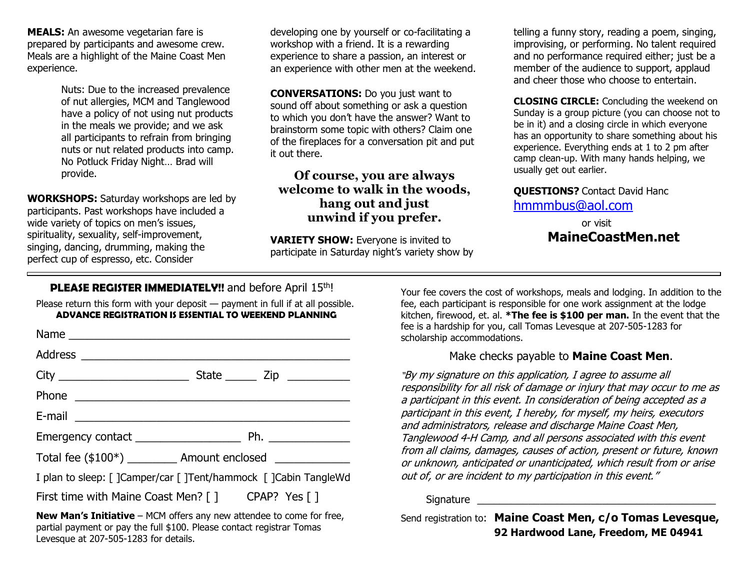**MEALS:** An awesome vegetarian fare is prepared by participants and awesome crew. Meals are a highlight of the Maine Coast Men experience.

> Nuts: Due to the increased prevalence of nut allergies, MCM and Tanglewood have a policy of not using nut products in the meals we provide; and we ask all participants to refrain from bringing nuts or nut related products into camp. No Potluck Friday Night… Brad will provide.

**WORKSHOPS:** Saturday workshops are led by participants. Past workshops have included a wide variety of topics on men's issues, spirituality, sexuality, self-improvement, singing, dancing, drumming, making the perfect cup of espresso, etc. Consider developing one by yourself or co-facilitating a workshop with a friend. It is a rewarding experience to share a passion, an interest or an experience with other men at the weekend.

**CONVERSATIONS:** Do you just want to sound off about something or ask a question to which you don't have the answer? Want to brainstorm some topic with others? Claim one of the fireplaces for a conversation pit and put it out there.

**Of course, you are always welcome to walk in the woods, hang out and just unwind if you prefer.**

**VARIETY SHOW:** Everyone is invited to participate in Saturday night's variety show by telling a funny story, reading a poem, singing, improvising, or performing. No talent required and no performance required either; just be a member of the audience to support, applaud and cheer those who choose to entertain.

**CLOSING CIRCLE:** Concluding the weekend on Sunday is a group picture (you can choose not to be in it) and a closing circle in which everyone has an opportunity to share something about his experience. Everything ends at 1 to 2 pm after camp clean-up. With many hands helping, we usually get out earlier.

**QUESTIONS?** Contact David Hanc
hmmmbus@aol.com

or visit
**MaineCoastMen.net**

---

**PLEASE REGISTER IMMEDIATELY!!** and before April 15th!

Please return this form with your deposit — payment in full if at all possible.
**ADVANCE REGISTRATION IS ESSENTIAL TO WEEKEND PLANNING**

Name ______________________________________________

Address ____________________________________________

City ____________________ State _____ Zip __________

Phone _____________________________________________

E-mail _____________________________________________

Emergency contact _________________ Ph. _____________

Total fee ($100*) ________ Amount enclosed ____________

I plan to sleep: [ ]Camper/car [ ]Tent/hammock [ ]Cabin TangleWd

First time with Maine Coast Men? [ ]  CPAP? Yes [ ]

**New Man's Initiative** – MCM offers any new attendee to come for free, partial payment or pay the full $100. Please contact registrar Tomas Levesque at 207-505-1283 for details.

Your fee covers the cost of workshops, meals and lodging. In addition to the fee, each participant is responsible for one work assignment at the lodge kitchen, firewood, et. al. ***The fee is $100 per man.** In the event that the fee is a hardship for you, call Tomas Levesque at 207-505-1283 for scholarship accommodations.

Make checks payable to **Maine Coast Men**.

*"By my signature on this application, I agree to assume all responsibility for all risk of damage or injury that may occur to me as a participant in this event. In consideration of being accepted as a participant in this event, I hereby, for myself, my heirs, executors and administrators, release and discharge Maine Coast Men, Tanglewood 4-H Camp, and all persons associated with this event from all claims, damages, causes of action, present or future, known or unknown, anticipated or unanticipated, which result from or arise out of, or are incident to my participation in this event."*

Signature ________________________________________

Send registration to: **Maine Coast Men, c/o Tomas Levesque, 92 Hardwood Lane, Freedom, ME 04941**